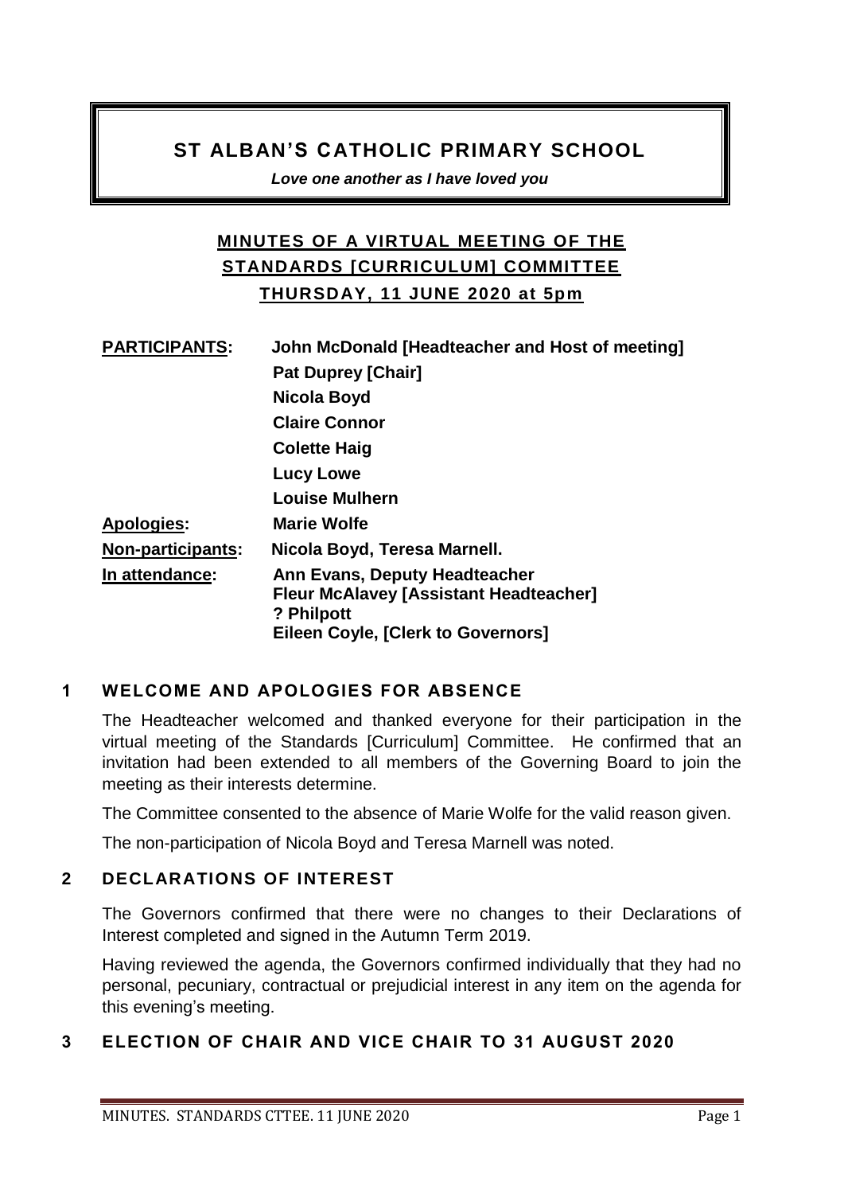# ST ALBAN'S CATHOLIC PRIMARY SCHOOL

***Love one another as I have loved you***

## MINUTES OF A VIRTUAL MEETING OF THE STANDARDS [CURRICULUM] COMMITTEE THURSDAY, 11 JUNE 2020 at 5pm

| | |
|---|---|
| **PARTICIPANTS:** | **John McDonald [Headteacher and Host of meeting]** |
| | **Pat Duprey [Chair]** |
| | **Nicola Boyd** |
| | **Claire Connor** |
| | **Colette Haig** |
| | **Lucy Lowe** |
| | **Louise Mulhern** |
| **Apologies:** | **Marie Wolfe** |
| **Non-participants:** | **Nicola Boyd, Teresa Marnell.** |
| **In attendance:** | **Ann Evans, Deputy Headteacher**<br>**Fleur McAlavey [Assistant Headteacher]**<br>**? Philpott**<br>**Eileen Coyle, [Clerk to Governors]** |

### 1 WELCOME AND APOLOGIES FOR ABSENCE

The Headteacher welcomed and thanked everyone for their participation in the virtual meeting of the Standards [Curriculum] Committee. He confirmed that an invitation had been extended to all members of the Governing Board to join the meeting as their interests determine.

The Committee consented to the absence of Marie Wolfe for the valid reason given.

The non-participation of Nicola Boyd and Teresa Marnell was noted.

### 2 DECLARATIONS OF INTEREST

The Governors confirmed that there were no changes to their Declarations of Interest completed and signed in the Autumn Term 2019.

Having reviewed the agenda, the Governors confirmed individually that they had no personal, pecuniary, contractual or prejudicial interest in any item on the agenda for this evening's meeting.

### 3 ELECTION OF CHAIR AND VICE CHAIR TO 31 AUGUST 2020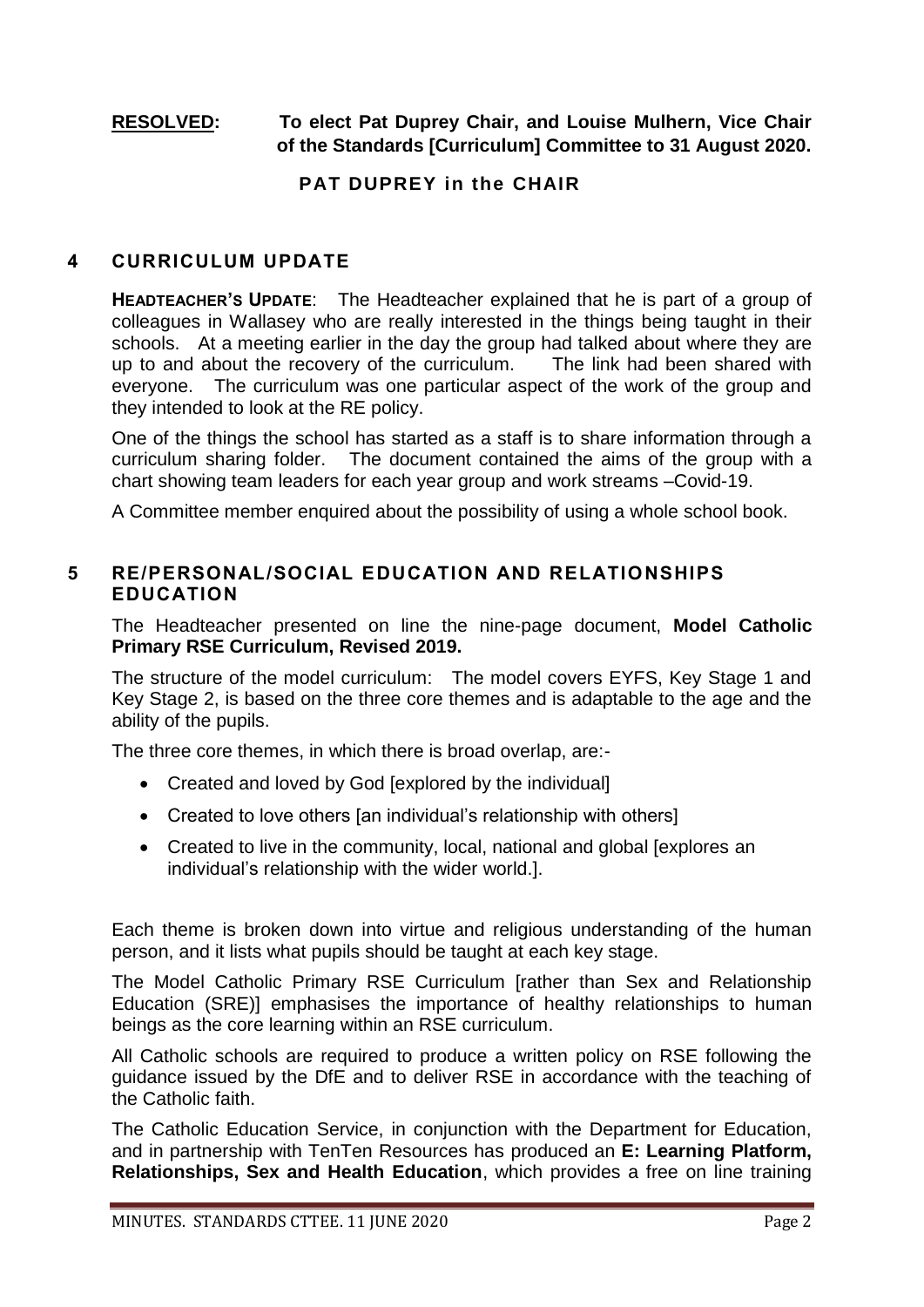**RESOLVED:** **To elect Pat Duprey Chair, and Louise Mulhern, Vice Chair of the Standards [Curriculum] Committee to 31 August 2020.**

**PAT DUPREY in the CHAIR**

## 4 CURRICULUM UPDATE

**HEADTEACHER'S UPDATE**: The Headteacher explained that he is part of a group of colleagues in Wallasey who are really interested in the things being taught in their schools. At a meeting earlier in the day the group had talked about where they are up to and about the recovery of the curriculum. The link had been shared with everyone. The curriculum was one particular aspect of the work of the group and they intended to look at the RE policy.

One of the things the school has started as a staff is to share information through a curriculum sharing folder. The document contained the aims of the group with a chart showing team leaders for each year group and work streams –Covid-19.

A Committee member enquired about the possibility of using a whole school book.

## 5 RE/PERSONAL/SOCIAL EDUCATION AND RELATIONSHIPS EDUCATION

The Headteacher presented on line the nine-page document, **Model Catholic Primary RSE Curriculum, Revised 2019.**

The structure of the model curriculum: The model covers EYFS, Key Stage 1 and Key Stage 2, is based on the three core themes and is adaptable to the age and the ability of the pupils.

The three core themes, in which there is broad overlap, are:-

- Created and loved by God [explored by the individual]
- Created to love others [an individual's relationship with others]
- Created to live in the community, local, national and global [explores an individual's relationship with the wider world.].

Each theme is broken down into virtue and religious understanding of the human person, and it lists what pupils should be taught at each key stage.

The Model Catholic Primary RSE Curriculum [rather than Sex and Relationship Education (SRE)] emphasises the importance of healthy relationships to human beings as the core learning within an RSE curriculum.

All Catholic schools are required to produce a written policy on RSE following the guidance issued by the DfE and to deliver RSE in accordance with the teaching of the Catholic faith.

The Catholic Education Service, in conjunction with the Department for Education, and in partnership with TenTen Resources has produced an **E: Learning Platform, Relationships, Sex and Health Education**, which provides a free on line training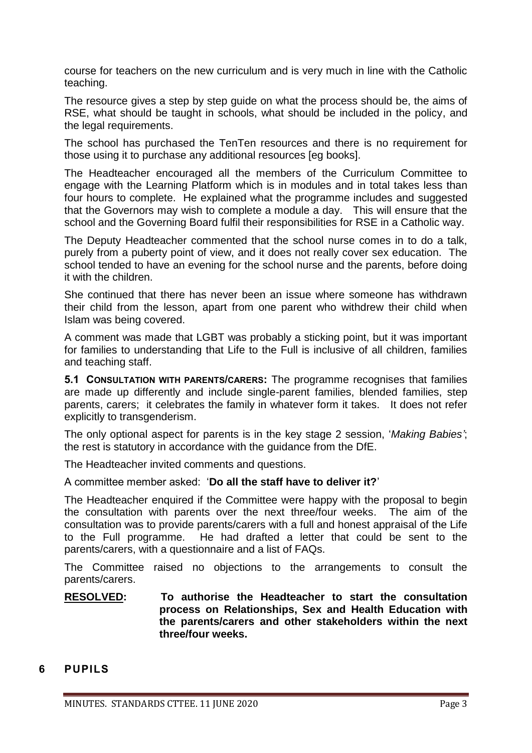course for teachers on the new curriculum and is very much in line with the Catholic teaching.

The resource gives a step by step guide on what the process should be, the aims of RSE, what should be taught in schools, what should be included in the policy, and the legal requirements.

The school has purchased the TenTen resources and there is no requirement for those using it to purchase any additional resources [eg books].

The Headteacher encouraged all the members of the Curriculum Committee to engage with the Learning Platform which is in modules and in total takes less than four hours to complete. He explained what the programme includes and suggested that the Governors may wish to complete a module a day. This will ensure that the school and the Governing Board fulfil their responsibilities for RSE in a Catholic way.

The Deputy Headteacher commented that the school nurse comes in to do a talk, purely from a puberty point of view, and it does not really cover sex education. The school tended to have an evening for the school nurse and the parents, before doing it with the children.

She continued that there has never been an issue where someone has withdrawn their child from the lesson, apart from one parent who withdrew their child when Islam was being covered.

A comment was made that LGBT was probably a sticking point, but it was important for families to understanding that Life to the Full is inclusive of all children, families and teaching staff.

**5.1 CONSULTATION WITH PARENTS/CARERS:** The programme recognises that families are made up differently and include single-parent families, blended families, step parents, carers; it celebrates the family in whatever form it takes. It does not refer explicitly to transgenderism.

The only optional aspect for parents is in the key stage 2 session, '*Making Babies'*; the rest is statutory in accordance with the guidance from the DfE.

The Headteacher invited comments and questions.

A committee member asked: '**Do all the staff have to deliver it?**'

The Headteacher enquired if the Committee were happy with the proposal to begin the consultation with parents over the next three/four weeks. The aim of the consultation was to provide parents/carers with a full and honest appraisal of the Life to the Full programme. He had drafted a letter that could be sent to the parents/carers, with a questionnaire and a list of FAQs.

The Committee raised no objections to the arrangements to consult the parents/carers.

**RESOLVED:** **To authorise the Headteacher to start the consultation process on Relationships, Sex and Health Education with the parents/carers and other stakeholders within the next three/four weeks.**

## 6 PUPILS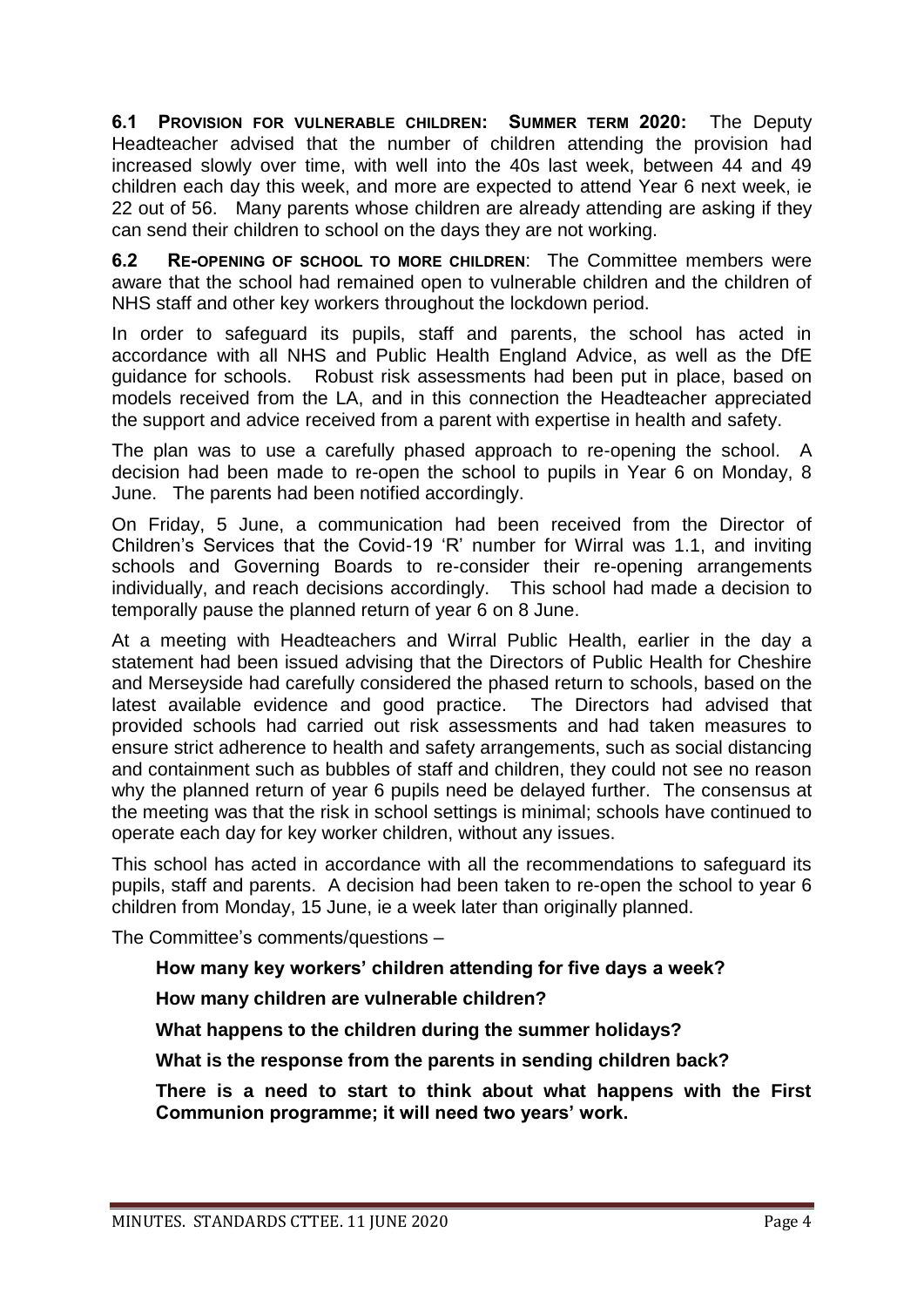**6.1 PROVISION FOR VULNERABLE CHILDREN: SUMMER TERM 2020:** The Deputy Headteacher advised that the number of children attending the provision had increased slowly over time, with well into the 40s last week, between 44 and 49 children each day this week, and more are expected to attend Year 6 next week, ie 22 out of 56. Many parents whose children are already attending are asking if they can send their children to school on the days they are not working.

**6.2 RE-OPENING OF SCHOOL TO MORE CHILDREN**: The Committee members were aware that the school had remained open to vulnerable children and the children of NHS staff and other key workers throughout the lockdown period.

In order to safeguard its pupils, staff and parents, the school has acted in accordance with all NHS and Public Health England Advice, as well as the DfE guidance for schools. Robust risk assessments had been put in place, based on models received from the LA, and in this connection the Headteacher appreciated the support and advice received from a parent with expertise in health and safety.

The plan was to use a carefully phased approach to re-opening the school. A decision had been made to re-open the school to pupils in Year 6 on Monday, 8 June. The parents had been notified accordingly.

On Friday, 5 June, a communication had been received from the Director of Children's Services that the Covid-19 'R' number for Wirral was 1.1, and inviting schools and Governing Boards to re-consider their re-opening arrangements individually, and reach decisions accordingly. This school had made a decision to temporally pause the planned return of year 6 on 8 June.

At a meeting with Headteachers and Wirral Public Health, earlier in the day a statement had been issued advising that the Directors of Public Health for Cheshire and Merseyside had carefully considered the phased return to schools, based on the latest available evidence and good practice. The Directors had advised that provided schools had carried out risk assessments and had taken measures to ensure strict adherence to health and safety arrangements, such as social distancing and containment such as bubbles of staff and children, they could not see no reason why the planned return of year 6 pupils need be delayed further. The consensus at the meeting was that the risk in school settings is minimal; schools have continued to operate each day for key worker children, without any issues.

This school has acted in accordance with all the recommendations to safeguard its pupils, staff and parents. A decision had been taken to re-open the school to year 6 children from Monday, 15 June, ie a week later than originally planned.

The Committee's comments/questions –

**How many key workers' children attending for five days a week?**

**How many children are vulnerable children?**

**What happens to the children during the summer holidays?**

**What is the response from the parents in sending children back?**

**There is a need to start to think about what happens with the First Communion programme; it will need two years' work.**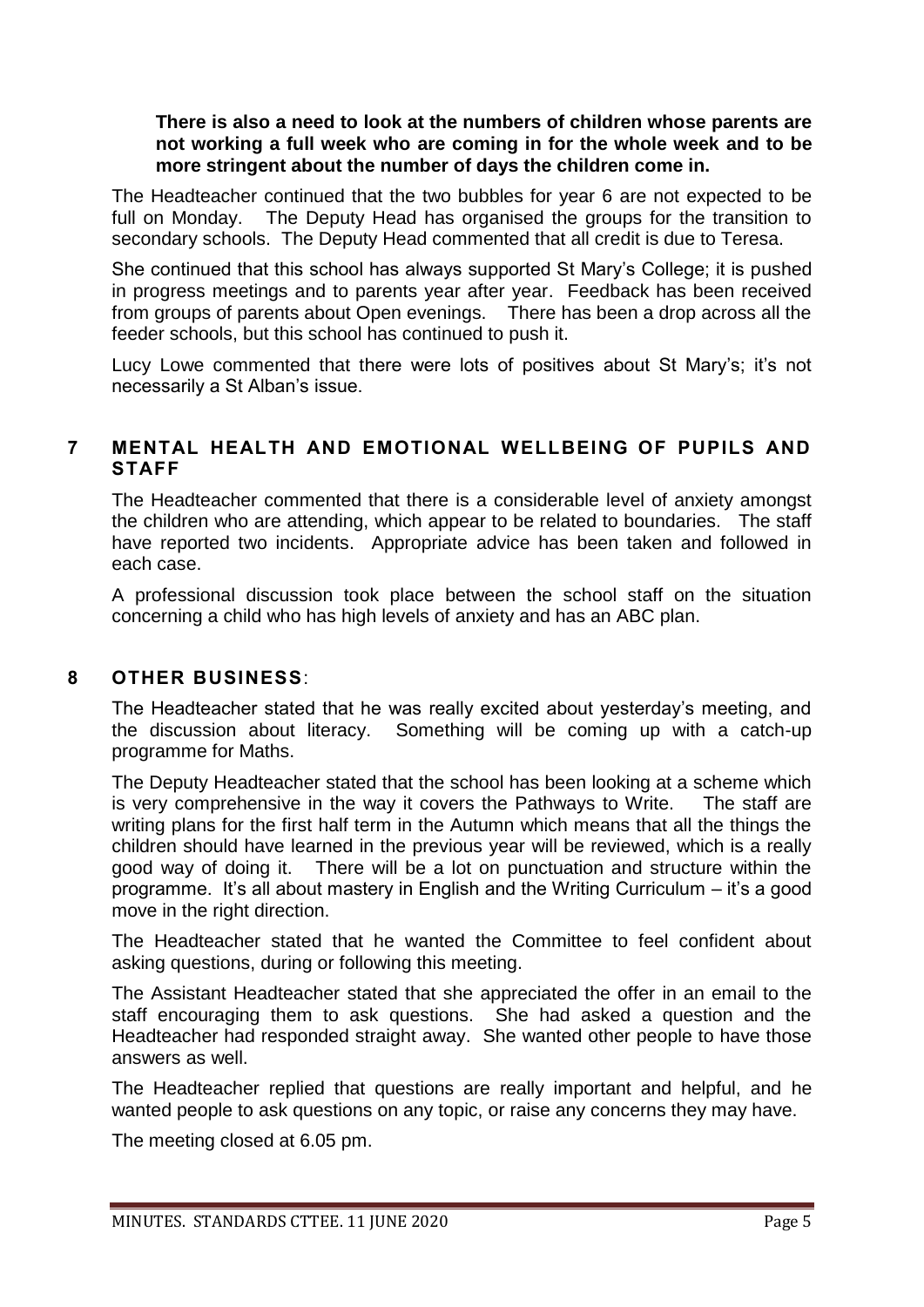**There is also a need to look at the numbers of children whose parents are not working a full week who are coming in for the whole week and to be more stringent about the number of days the children come in.**

The Headteacher continued that the two bubbles for year 6 are not expected to be full on Monday. The Deputy Head has organised the groups for the transition to secondary schools. The Deputy Head commented that all credit is due to Teresa.

She continued that this school has always supported St Mary's College; it is pushed in progress meetings and to parents year after year. Feedback has been received from groups of parents about Open evenings. There has been a drop across all the feeder schools, but this school has continued to push it.

Lucy Lowe commented that there were lots of positives about St Mary's; it's not necessarily a St Alban's issue.

## 7 MENTAL HEALTH AND EMOTIONAL WELLBEING OF PUPILS AND STAFF

The Headteacher commented that there is a considerable level of anxiety amongst the children who are attending, which appear to be related to boundaries. The staff have reported two incidents. Appropriate advice has been taken and followed in each case.

A professional discussion took place between the school staff on the situation concerning a child who has high levels of anxiety and has an ABC plan.

## 8 OTHER BUSINESS:

The Headteacher stated that he was really excited about yesterday's meeting, and the discussion about literacy. Something will be coming up with a catch-up programme for Maths.

The Deputy Headteacher stated that the school has been looking at a scheme which is very comprehensive in the way it covers the Pathways to Write. The staff are writing plans for the first half term in the Autumn which means that all the things the children should have learned in the previous year will be reviewed, which is a really good way of doing it. There will be a lot on punctuation and structure within the programme. It's all about mastery in English and the Writing Curriculum – it's a good move in the right direction.

The Headteacher stated that he wanted the Committee to feel confident about asking questions, during or following this meeting.

The Assistant Headteacher stated that she appreciated the offer in an email to the staff encouraging them to ask questions. She had asked a question and the Headteacher had responded straight away. She wanted other people to have those answers as well.

The Headteacher replied that questions are really important and helpful, and he wanted people to ask questions on any topic, or raise any concerns they may have.

The meeting closed at 6.05 pm.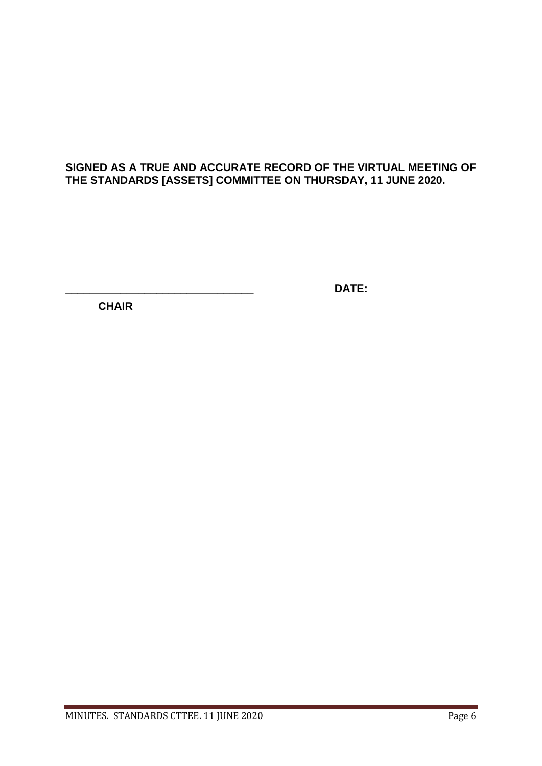**SIGNED AS A TRUE AND ACCURATE RECORD OF THE VIRTUAL MEETING OF THE STANDARDS [ASSETS] COMMITTEE ON THURSDAY, 11 JUNE 2020.**

\_\_\_\_\_\_\_\_\_\_\_\_\_\_\_\_\_\_\_\_\_\_\_\_\_\_\_\_\_\_\_\_\_\_ **DATE:**

**CHAIR**